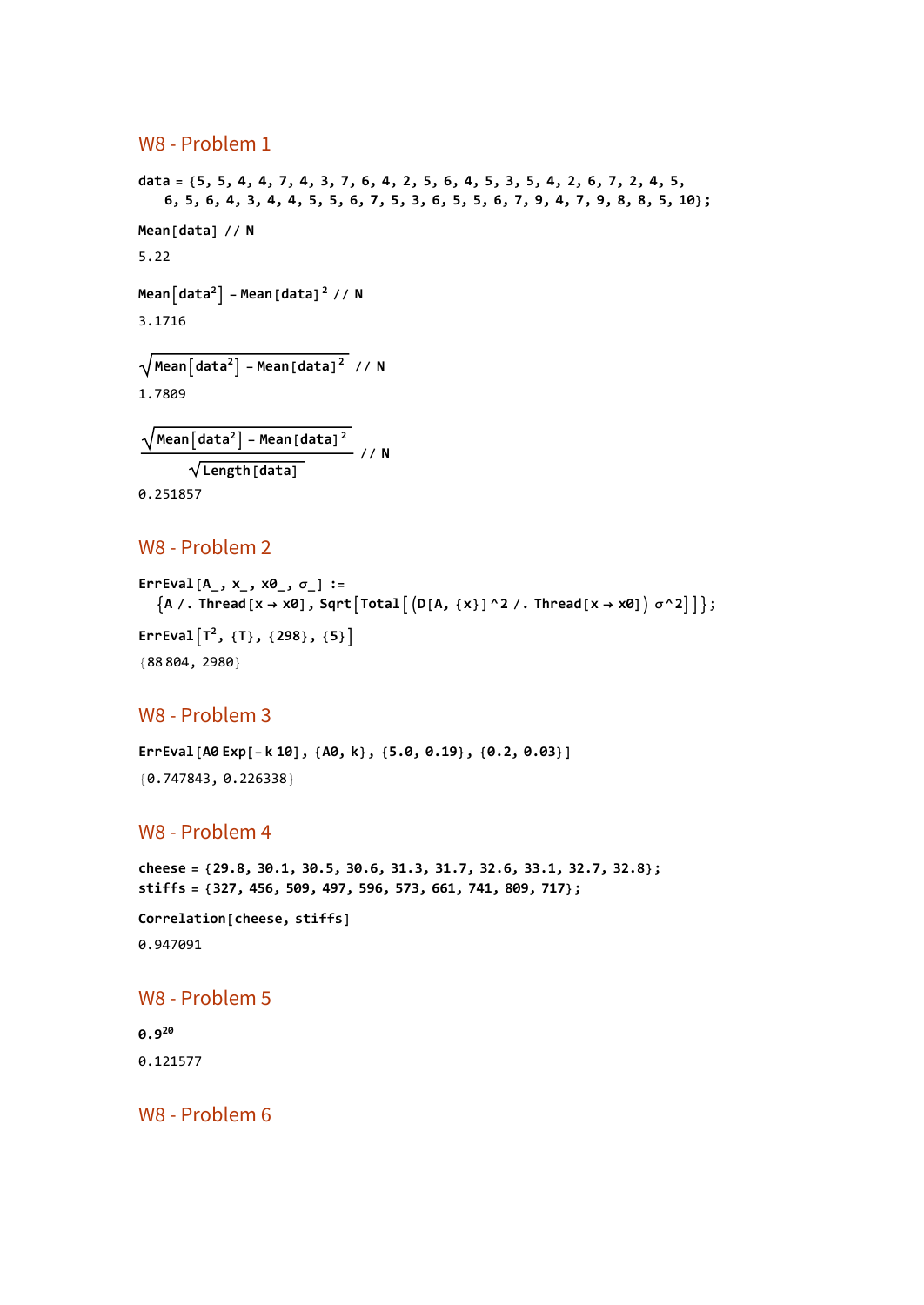## W8 - Problem 1

```
data = {5, 5, 4, 4, 7, 4, 3, 7, 6, 4, 2, 5, 6, 4, 5, 3, 5, 4, 2, 6, 7, 2, 4, 5,
   6, 5, 6, 4, 3, 4, 4, 5, 5, 6, 7, 5, 3, 6, 5, 5, 6, 7, 9, 4, 7, 9, 8, 8, 5, 10};
```

```
Mean[data] // N
```

5.22

```
Mean[data^2] - Mean[data]^2 // N
```

3.1716

```
Sqrt[Mean[data^2] - Mean[data]^2] // N
```

1.7809

```
Sqrt[Mean[data^2] - Mean[data]^2] / Sqrt[Length[data]] // N
```

0.251857

## W8 - Problem 2

```
ErrEval[A_, x_, x0_, σ_] :=
  {A /. Thread[x → x0], Sqrt[Total[(D[A, {x}]^2 /. Thread[x → x0]) σ^2]]};
```

```
ErrEval[T^2, {T}, {298}, {5}]
```

{88 804, 2980}

## W8 - Problem 3

```
ErrEval[A0 Exp[-k 10], {A0, k}, {5.0, 0.19}, {0.2, 0.03}]
```

{0.747843, 0.226338}

## W8 - Problem 4

```
cheese = {29.8, 30.1, 30.5, 30.6, 31.3, 31.7, 32.6, 33.1, 32.7, 32.8};
stiffs = {327, 456, 509, 497, 596, 573, 661, 741, 809, 717};
```

```
Correlation[cheese, stiffs]
```

0.947091

## W8 - Problem 5

```
0.9^20
```

0.121577

## W8 - Problem 6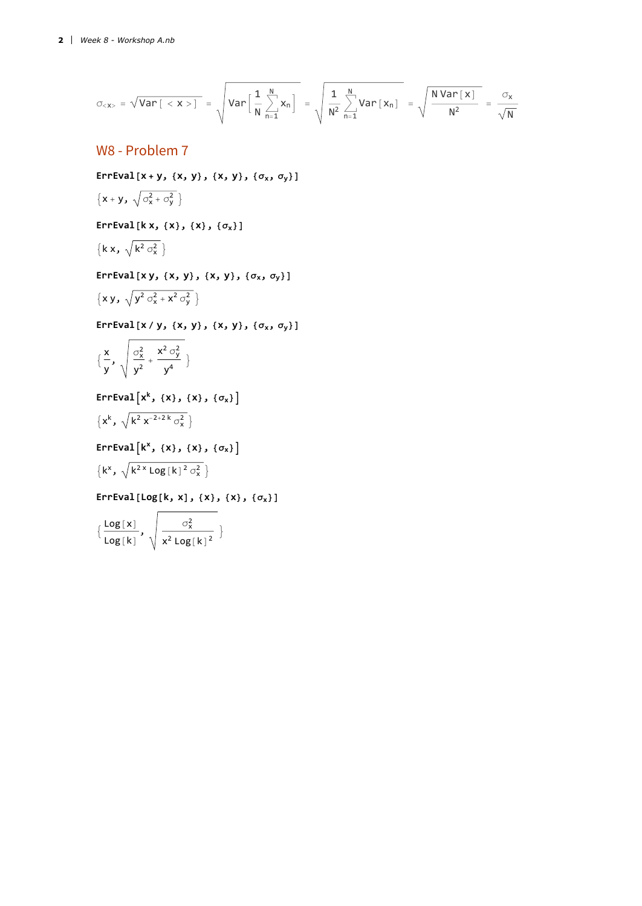$$\sigma_{<x>} = \sqrt{\text{Var}[\,<x>\,]} = \sqrt{\text{Var}\left[\frac{1}{N}\sum_{n=1}^{N} x_n\right]} = \sqrt{\frac{1}{N^2}\sum_{n=1}^{N}\text{Var}[x_n]} = \sqrt{\frac{N\,\text{Var}[x]}{N^2}} = \frac{\sigma_x}{\sqrt{N}}$$

## W8 - Problem 7

```
ErrEval[x + y, {x, y}, {x, y}, {σx, σy}]
```

$$\left\{x + y,\ \sqrt{\sigma_x^2 + \sigma_y^2}\right\}$$

```
ErrEval[k x, {x}, {x}, {σx}]
```

$$\left\{k\,x,\ \sqrt{k^2\,\sigma_x^2}\right\}$$

```
ErrEval[x y, {x, y}, {x, y}, {σx, σy}]
```

$$\left\{x\,y,\ \sqrt{y^2\,\sigma_x^2 + x^2\,\sigma_y^2}\right\}$$

```
ErrEval[x / y, {x, y}, {x, y}, {σx, σy}]
```

$$\left\{\frac{x}{y},\ \sqrt{\frac{\sigma_x^2}{y^2} + \frac{x^2\,\sigma_y^2}{y^4}}\right\}$$

```
ErrEval[x^k, {x}, {x}, {σx}]
```

$$\left\{x^k,\ \sqrt{k^2\,x^{-2+2k}\,\sigma_x^2}\right\}$$

```
ErrEval[k^x, {x}, {x}, {σx}]
```

$$\left\{k^x,\ \sqrt{k^{2x}\,\text{Log}[k]^2\,\sigma_x^2}\right\}$$

```
ErrEval[Log[k, x], {x}, {x}, {σx}]
```

$$\left\{\frac{\text{Log}[x]}{\text{Log}[k]},\ \sqrt{\frac{\sigma_x^2}{x^2\,\text{Log}[k]^2}}\right\}$$